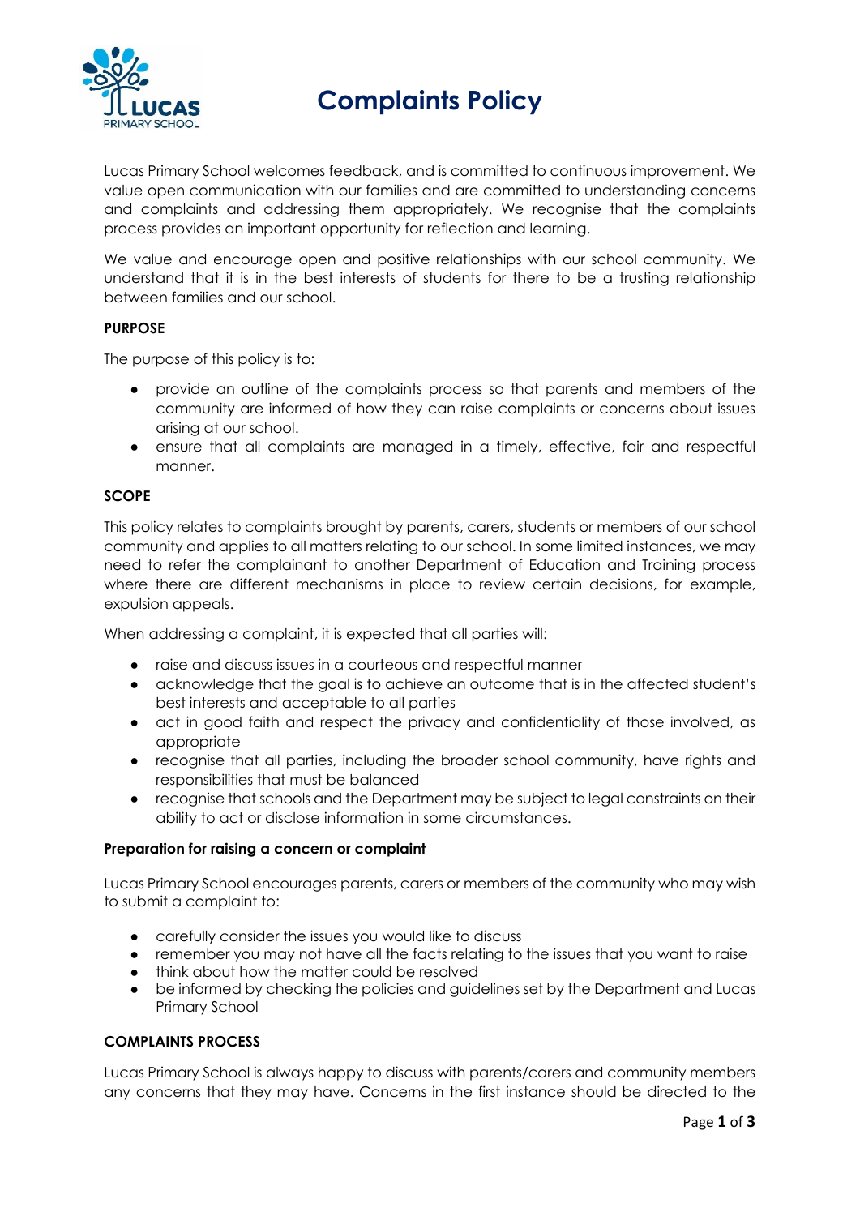# Complaints Policy

Lucas Primary School welcomes feedback, and is committed to continuous improvement. We value open communication with our families and are committed to understanding concerns and complaints and addressing them appropriately. We recognise that the complaints process provides an important opportunity for reflection and learning.

We value and encourage open and positive relationships with our school community. We understand that it is in the best interests of students for there to be a trusting relationship between families and our school.

**PURPOSE**

The purpose of this policy is to:

- provide an outline of the complaints process so that parents and members of the community are informed of how they can raise complaints or concerns about issues arising at our school.
- ensure that all complaints are managed in a timely, effective, fair and respectful manner.

**SCOPE**

This policy relates to complaints brought by parents, carers, students or members of our school community and applies to all matters relating to our school. In some limited instances, we may need to refer the complainant to another Department of Education and Training process where there are different mechanisms in place to review certain decisions, for example, expulsion appeals.

When addressing a complaint, it is expected that all parties will:

- raise and discuss issues in a courteous and respectful manner
- acknowledge that the goal is to achieve an outcome that is in the affected student's best interests and acceptable to all parties
- act in good faith and respect the privacy and confidentiality of those involved, as appropriate
- recognise that all parties, including the broader school community, have rights and responsibilities that must be balanced
- recognise that schools and the Department may be subject to legal constraints on their ability to act or disclose information in some circumstances.

**Preparation for raising a concern or complaint**

Lucas Primary School encourages parents, carers or members of the community who may wish to submit a complaint to:

- carefully consider the issues you would like to discuss
- remember you may not have all the facts relating to the issues that you want to raise
- think about how the matter could be resolved
- be informed by checking the policies and guidelines set by the Department and Lucas Primary School

**COMPLAINTS PROCESS**

Lucas Primary School is always happy to discuss with parents/carers and community members any concerns that they may have. Concerns in the first instance should be directed to the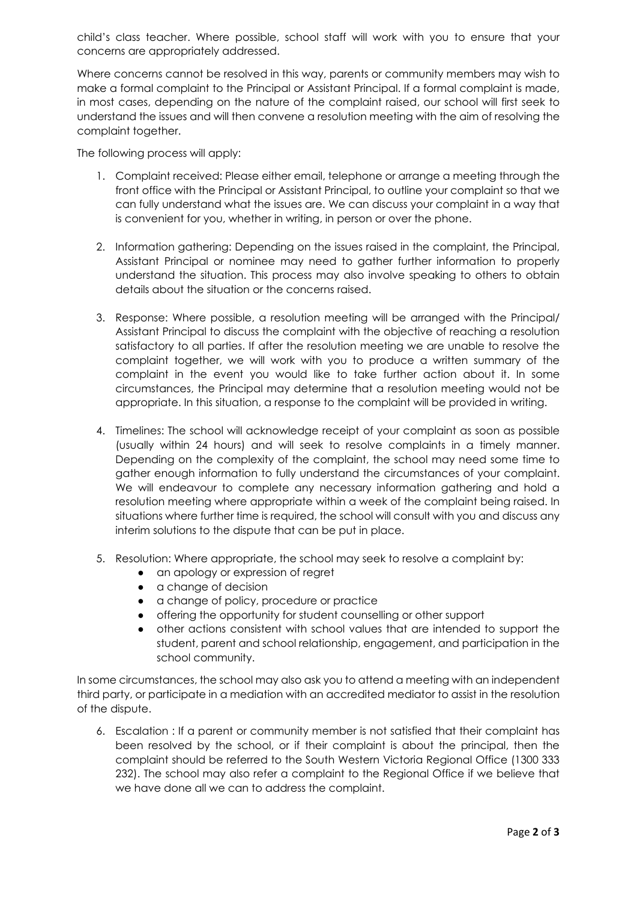child's class teacher. Where possible, school staff will work with you to ensure that your concerns are appropriately addressed.

Where concerns cannot be resolved in this way, parents or community members may wish to make a formal complaint to the Principal or Assistant Principal. If a formal complaint is made, in most cases, depending on the nature of the complaint raised, our school will first seek to understand the issues and will then convene a resolution meeting with the aim of resolving the complaint together.

The following process will apply:

1. Complaint received: Please either email, telephone or arrange a meeting through the front office with the Principal or Assistant Principal, to outline your complaint so that we can fully understand what the issues are. We can discuss your complaint in a way that is convenient for you, whether in writing, in person or over the phone.

2. Information gathering: Depending on the issues raised in the complaint, the Principal, Assistant Principal or nominee may need to gather further information to properly understand the situation. This process may also involve speaking to others to obtain details about the situation or the concerns raised.

3. Response: Where possible, a resolution meeting will be arranged with the Principal/ Assistant Principal to discuss the complaint with the objective of reaching a resolution satisfactory to all parties. If after the resolution meeting we are unable to resolve the complaint together, we will work with you to produce a written summary of the complaint in the event you would like to take further action about it. In some circumstances, the Principal may determine that a resolution meeting would not be appropriate. In this situation, a response to the complaint will be provided in writing.

4. Timelines: The school will acknowledge receipt of your complaint as soon as possible (usually within 24 hours) and will seek to resolve complaints in a timely manner. Depending on the complexity of the complaint, the school may need some time to gather enough information to fully understand the circumstances of your complaint. We will endeavour to complete any necessary information gathering and hold a resolution meeting where appropriate within a week of the complaint being raised. In situations where further time is required, the school will consult with you and discuss any interim solutions to the dispute that can be put in place.

5. Resolution: Where appropriate, the school may seek to resolve a complaint by:
   - an apology or expression of regret
   - a change of decision
   - a change of policy, procedure or practice
   - offering the opportunity for student counselling or other support
   - other actions consistent with school values that are intended to support the student, parent and school relationship, engagement, and participation in the school community.

In some circumstances, the school may also ask you to attend a meeting with an independent third party, or participate in a mediation with an accredited mediator to assist in the resolution of the dispute.

6. Escalation : If a parent or community member is not satisfied that their complaint has been resolved by the school, or if their complaint is about the principal, then the complaint should be referred to the South Western Victoria Regional Office (1300 333 232). The school may also refer a complaint to the Regional Office if we believe that we have done all we can to address the complaint.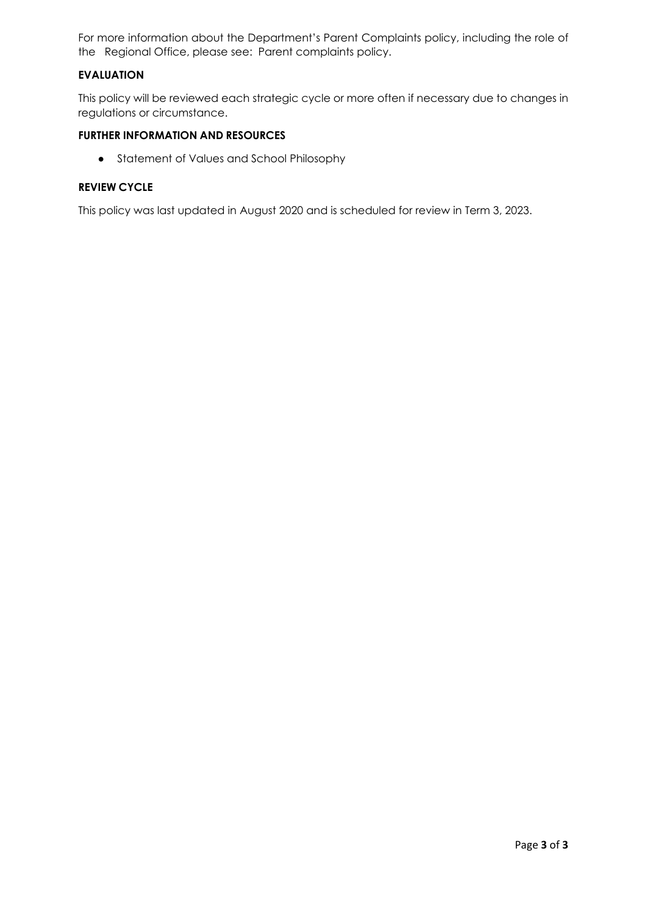For more information about the Department's Parent Complaints policy, including the role of the Regional Office, please see: Parent complaints policy.

## EVALUATION

This policy will be reviewed each strategic cycle or more often if necessary due to changes in regulations or circumstance.

## FURTHER INFORMATION AND RESOURCES

- Statement of Values and School Philosophy

## REVIEW CYCLE

This policy was last updated in August 2020 and is scheduled for review in Term 3, 2023.